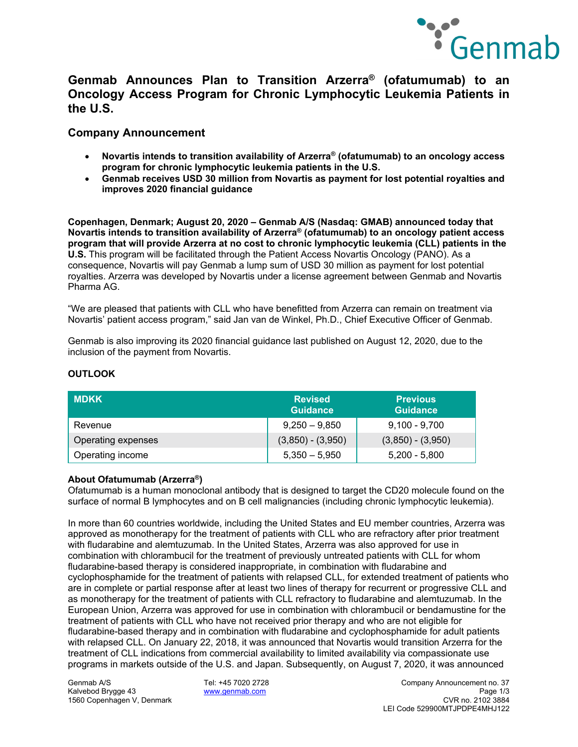# Genmab Announces Plan to Transition Arzerra® (ofatumumab) to an Oncology Access Program for Chronic Lymphocytic Leukemia Patients in the U.S.

## Company Announcement

- **Novartis intends to transition availability of Arzerra® (ofatumumab) to an oncology access program for chronic lymphocytic leukemia patients in the U.S.**
- **Genmab receives USD 30 million from Novartis as payment for lost potential royalties and improves 2020 financial guidance**

**Copenhagen, Denmark; August 20, 2020 – Genmab A/S (Nasdaq: GMAB) announced today that Novartis intends to transition availability of Arzerra® (ofatumumab) to an oncology patient access program that will provide Arzerra at no cost to chronic lymphocytic leukemia (CLL) patients in the U.S.** This program will be facilitated through the Patient Access Novartis Oncology (PANO). As a consequence, Novartis will pay Genmab a lump sum of USD 30 million as payment for lost potential royalties. Arzerra was developed by Novartis under a license agreement between Genmab and Novartis Pharma AG.

"We are pleased that patients with CLL who have benefitted from Arzerra can remain on treatment via Novartis' patient access program," said Jan van de Winkel, Ph.D., Chief Executive Officer of Genmab.

Genmab is also improving its 2020 financial guidance last published on August 12, 2020, due to the inclusion of the payment from Novartis.

### OUTLOOK

| MDKK | Revised Guidance | Previous Guidance |
|---|---|---|
| Revenue | 9,250 – 9,850 | 9,100 - 9,700 |
| Operating expenses | (3,850) - (3,950) | (3,850) - (3,950) |
| Operating income | 5,350 – 5,950 | 5,200 - 5,800 |

### About Ofatumumab (Arzerra®)

Ofatumumab is a human monoclonal antibody that is designed to target the CD20 molecule found on the surface of normal B lymphocytes and on B cell malignancies (including chronic lymphocytic leukemia).

In more than 60 countries worldwide, including the United States and EU member countries, Arzerra was approved as monotherapy for the treatment of patients with CLL who are refractory after prior treatment with fludarabine and alemtuzumab. In the United States, Arzerra was also approved for use in combination with chlorambucil for the treatment of previously untreated patients with CLL for whom fludarabine-based therapy is considered inappropriate, in combination with fludarabine and cyclophosphamide for the treatment of patients with relapsed CLL, for extended treatment of patients who are in complete or partial response after at least two lines of therapy for recurrent or progressive CLL and as monotherapy for the treatment of patients with CLL refractory to fludarabine and alemtuzumab. In the European Union, Arzerra was approved for use in combination with chlorambucil or bendamustine for the treatment of patients with CLL who have not received prior therapy and who are not eligible for fludarabine-based therapy and in combination with fludarabine and cyclophosphamide for adult patients with relapsed CLL. On January 22, 2018, it was announced that Novartis would transition Arzerra for the treatment of CLL indications from commercial availability to limited availability via compassionate use programs in markets outside of the U.S. and Japan. Subsequently, on August 7, 2020, it was announced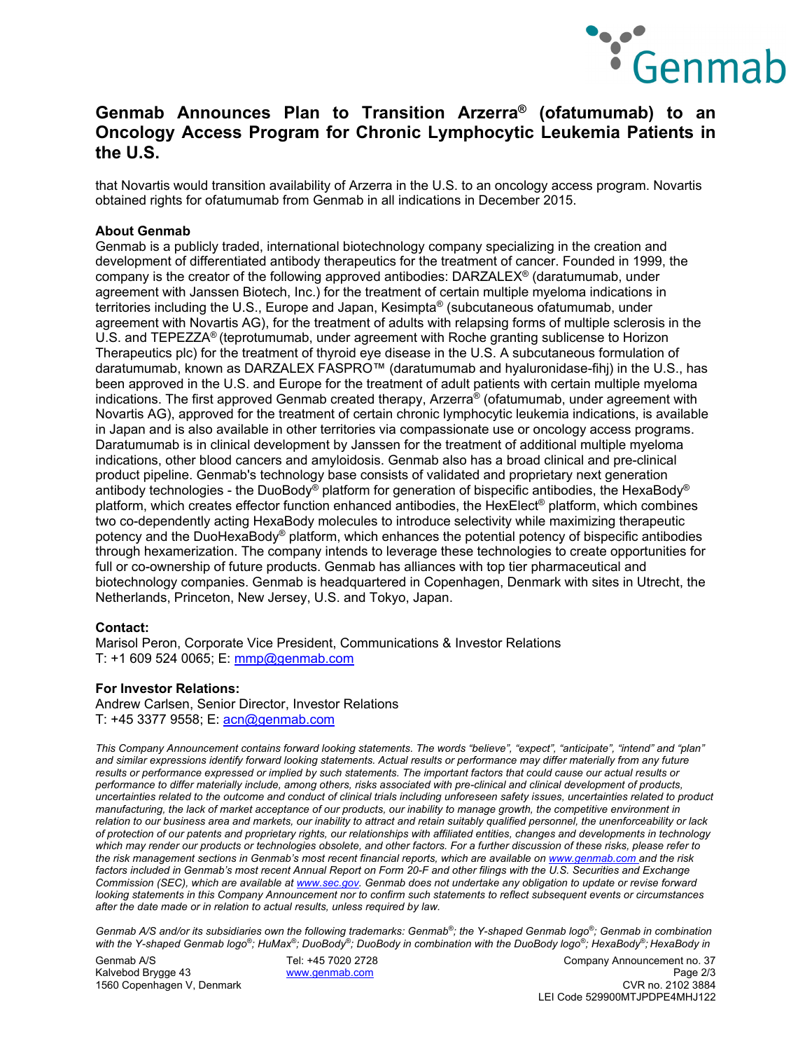# Genmab Announces Plan to Transition Arzerra® (ofatumumab) to an Oncology Access Program for Chronic Lymphocytic Leukemia Patients in the U.S.

that Novartis would transition availability of Arzerra in the U.S. to an oncology access program. Novartis obtained rights for ofatumumab from Genmab in all indications in December 2015.

**About Genmab**

Genmab is a publicly traded, international biotechnology company specializing in the creation and development of differentiated antibody therapeutics for the treatment of cancer. Founded in 1999, the company is the creator of the following approved antibodies: DARZALEX® (daratumumab, under agreement with Janssen Biotech, Inc.) for the treatment of certain multiple myeloma indications in territories including the U.S., Europe and Japan, Kesimpta® (subcutaneous ofatumumab, under agreement with Novartis AG), for the treatment of adults with relapsing forms of multiple sclerosis in the U.S. and TEPEZZA® (teprotumumab, under agreement with Roche granting sublicense to Horizon Therapeutics plc) for the treatment of thyroid eye disease in the U.S. A subcutaneous formulation of daratumumab, known as DARZALEX FASPRO™ (daratumumab and hyaluronidase-fihj) in the U.S., has been approved in the U.S. and Europe for the treatment of adult patients with certain multiple myeloma indications. The first approved Genmab created therapy, Arzerra® (ofatumumab, under agreement with Novartis AG), approved for the treatment of certain chronic lymphocytic leukemia indications, is available in Japan and is also available in other territories via compassionate use or oncology access programs. Daratumumab is in clinical development by Janssen for the treatment of additional multiple myeloma indications, other blood cancers and amyloidosis. Genmab also has a broad clinical and pre-clinical product pipeline. Genmab's technology base consists of validated and proprietary next generation antibody technologies - the DuoBody® platform for generation of bispecific antibodies, the HexaBody® platform, which creates effector function enhanced antibodies, the HexElect® platform, which combines two co-dependently acting HexaBody molecules to introduce selectivity while maximizing therapeutic potency and the DuoHexaBody® platform, which enhances the potential potency of bispecific antibodies through hexamerization. The company intends to leverage these technologies to create opportunities for full or co-ownership of future products. Genmab has alliances with top tier pharmaceutical and biotechnology companies. Genmab is headquartered in Copenhagen, Denmark with sites in Utrecht, the Netherlands, Princeton, New Jersey, U.S. and Tokyo, Japan.

**Contact:**

Marisol Peron, Corporate Vice President, Communications & Investor Relations
T: +1 609 524 0065; E: mmp@genmab.com

**For Investor Relations:**

Andrew Carlsen, Senior Director, Investor Relations
T: +45 3377 9558; E: acn@genmab.com

*This Company Announcement contains forward looking statements. The words "believe", "expect", "anticipate", "intend" and "plan" and similar expressions identify forward looking statements. Actual results or performance may differ materially from any future results or performance expressed or implied by such statements. The important factors that could cause our actual results or performance to differ materially include, among others, risks associated with pre-clinical and clinical development of products, uncertainties related to the outcome and conduct of clinical trials including unforeseen safety issues, uncertainties related to product manufacturing, the lack of market acceptance of our products, our inability to manage growth, the competitive environment in relation to our business area and markets, our inability to attract and retain suitably qualified personnel, the unenforceability or lack of protection of our patents and proprietary rights, our relationships with affiliated entities, changes and developments in technology which may render our products or technologies obsolete, and other factors. For a further discussion of these risks, please refer to the risk management sections in Genmab's most recent financial reports, which are available on www.genmab.com and the risk factors included in Genmab's most recent Annual Report on Form 20-F and other filings with the U.S. Securities and Exchange Commission (SEC), which are available at www.sec.gov. Genmab does not undertake any obligation to update or revise forward looking statements in this Company Announcement nor to confirm such statements to reflect subsequent events or circumstances after the date made or in relation to actual results, unless required by law.*

*Genmab A/S and/or its subsidiaries own the following trademarks: Genmab®; the Y-shaped Genmab logo®; Genmab in combination with the Y-shaped Genmab logo®; HuMax®; DuoBody®; DuoBody in combination with the DuoBody logo®; HexaBody®; HexaBody in*

Genmab A/S
Kalvebod Brygge 43
1560 Copenhagen V, Denmark

Tel: +45 7020 2728
www.genmab.com

Company Announcement no. 37
CVR no. 2102 3884
LEI Code 529900MTJPDPE4MHJ122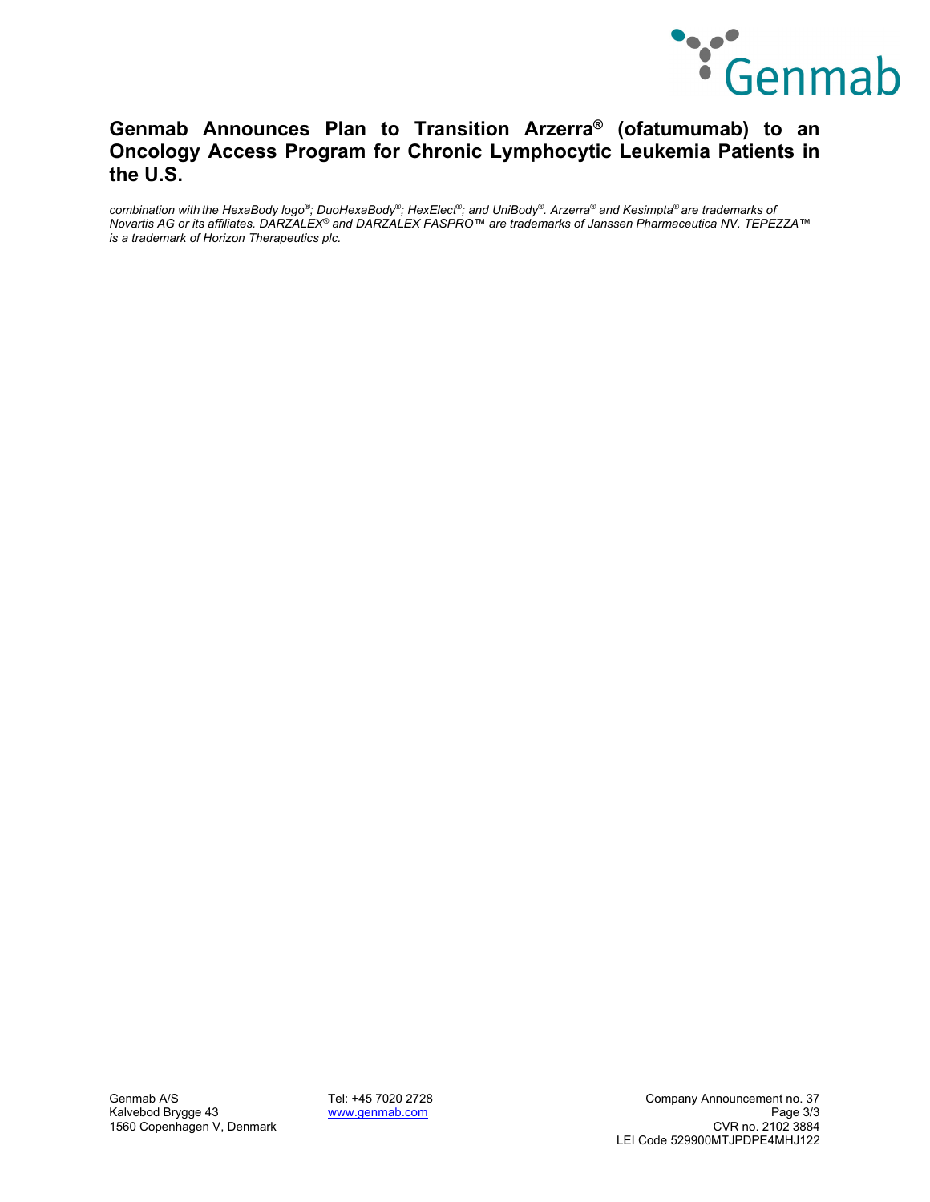*combination with the HexaBody logo®; DuoHexaBody®; HexElect®; and UniBody®. Arzerra® and Kesimpta® are trademarks of Novartis AG or its affiliates. DARZALEX® and DARZALEX FASPRO™ are trademarks of Janssen Pharmaceutica NV. TEPEZZA™ is a trademark of Horizon Therapeutics plc.*